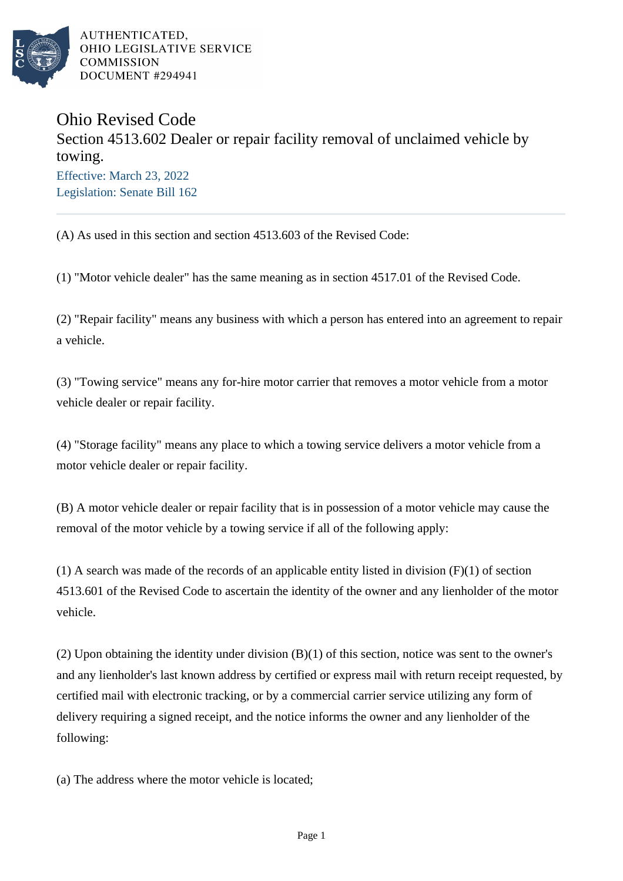AUTHENTICATED,
OHIO LEGISLATIVE SERVICE
COMMISSION
DOCUMENT #294941

# Ohio Revised Code

## Section 4513.602 Dealer or repair facility removal of unclaimed vehicle by towing.

Effective: March 23, 2022
Legislation: Senate Bill 162

(A) As used in this section and section 4513.603 of the Revised Code:

(1) "Motor vehicle dealer" has the same meaning as in section 4517.01 of the Revised Code.

(2) "Repair facility" means any business with which a person has entered into an agreement to repair a vehicle.

(3) "Towing service" means any for-hire motor carrier that removes a motor vehicle from a motor vehicle dealer or repair facility.

(4) "Storage facility" means any place to which a towing service delivers a motor vehicle from a motor vehicle dealer or repair facility.

(B) A motor vehicle dealer or repair facility that is in possession of a motor vehicle may cause the removal of the motor vehicle by a towing service if all of the following apply:

(1) A search was made of the records of an applicable entity listed in division (F)(1) of section 4513.601 of the Revised Code to ascertain the identity of the owner and any lienholder of the motor vehicle.

(2) Upon obtaining the identity under division (B)(1) of this section, notice was sent to the owner's and any lienholder's last known address by certified or express mail with return receipt requested, by certified mail with electronic tracking, or by a commercial carrier service utilizing any form of delivery requiring a signed receipt, and the notice informs the owner and any lienholder of the following:

(a) The address where the motor vehicle is located;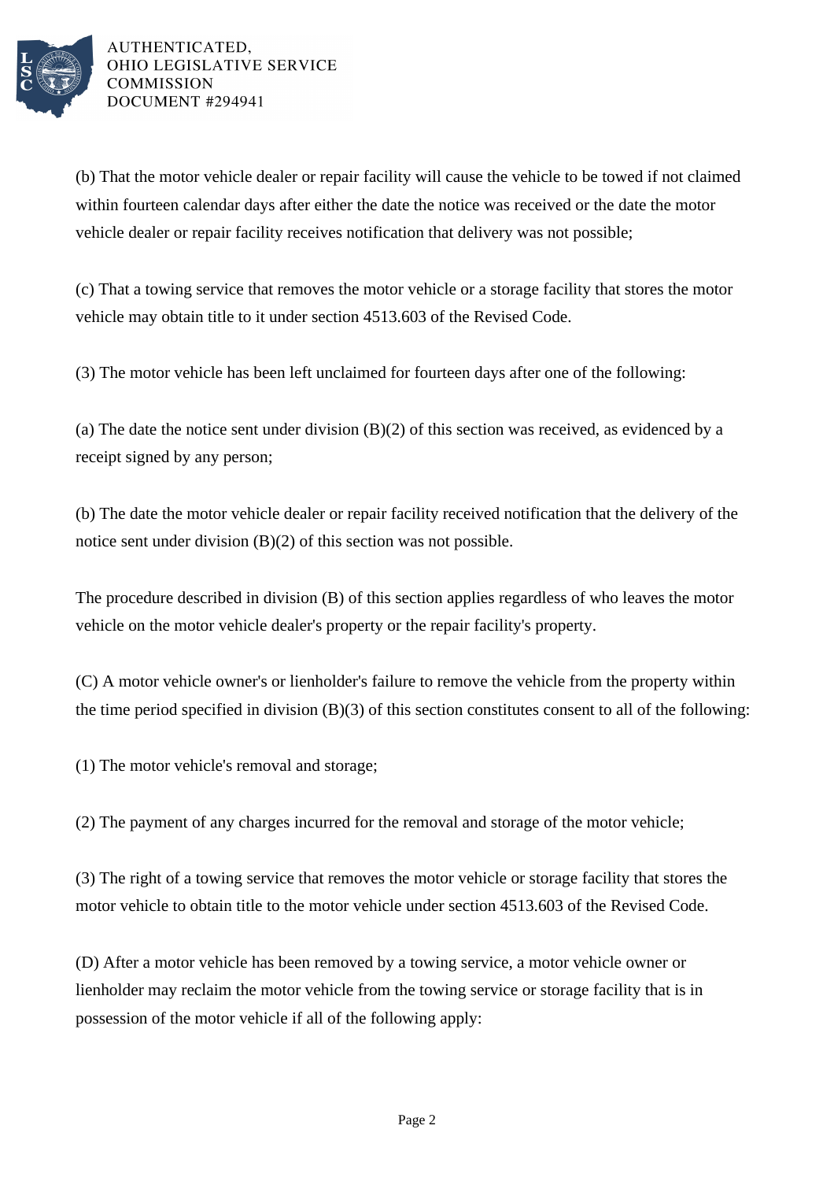(b) That the motor vehicle dealer or repair facility will cause the vehicle to be towed if not claimed within fourteen calendar days after either the date the notice was received or the date the motor vehicle dealer or repair facility receives notification that delivery was not possible;

(c) That a towing service that removes the motor vehicle or a storage facility that stores the motor vehicle may obtain title to it under section 4513.603 of the Revised Code.

(3) The motor vehicle has been left unclaimed for fourteen days after one of the following:

(a) The date the notice sent under division (B)(2) of this section was received, as evidenced by a receipt signed by any person;

(b) The date the motor vehicle dealer or repair facility received notification that the delivery of the notice sent under division (B)(2) of this section was not possible.

The procedure described in division (B) of this section applies regardless of who leaves the motor vehicle on the motor vehicle dealer's property or the repair facility's property.

(C) A motor vehicle owner's or lienholder's failure to remove the vehicle from the property within the time period specified in division (B)(3) of this section constitutes consent to all of the following:

(1) The motor vehicle's removal and storage;

(2) The payment of any charges incurred for the removal and storage of the motor vehicle;

(3) The right of a towing service that removes the motor vehicle or storage facility that stores the motor vehicle to obtain title to the motor vehicle under section 4513.603 of the Revised Code.

(D) After a motor vehicle has been removed by a towing service, a motor vehicle owner or lienholder may reclaim the motor vehicle from the towing service or storage facility that is in possession of the motor vehicle if all of the following apply: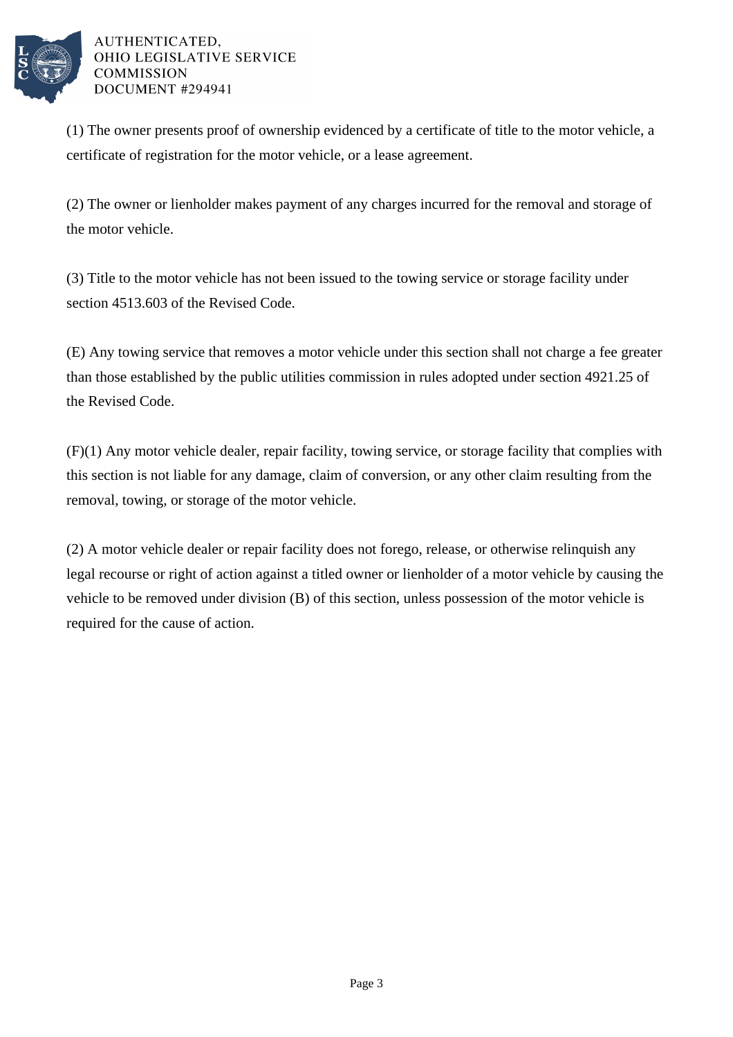(1) The owner presents proof of ownership evidenced by a certificate of title to the motor vehicle, a certificate of registration for the motor vehicle, or a lease agreement.

(2) The owner or lienholder makes payment of any charges incurred for the removal and storage of the motor vehicle.

(3) Title to the motor vehicle has not been issued to the towing service or storage facility under section 4513.603 of the Revised Code.

(E) Any towing service that removes a motor vehicle under this section shall not charge a fee greater than those established by the public utilities commission in rules adopted under section 4921.25 of the Revised Code.

(F)(1) Any motor vehicle dealer, repair facility, towing service, or storage facility that complies with this section is not liable for any damage, claim of conversion, or any other claim resulting from the removal, towing, or storage of the motor vehicle.

(2) A motor vehicle dealer or repair facility does not forego, release, or otherwise relinquish any legal recourse or right of action against a titled owner or lienholder of a motor vehicle by causing the vehicle to be removed under division (B) of this section, unless possession of the motor vehicle is required for the cause of action.